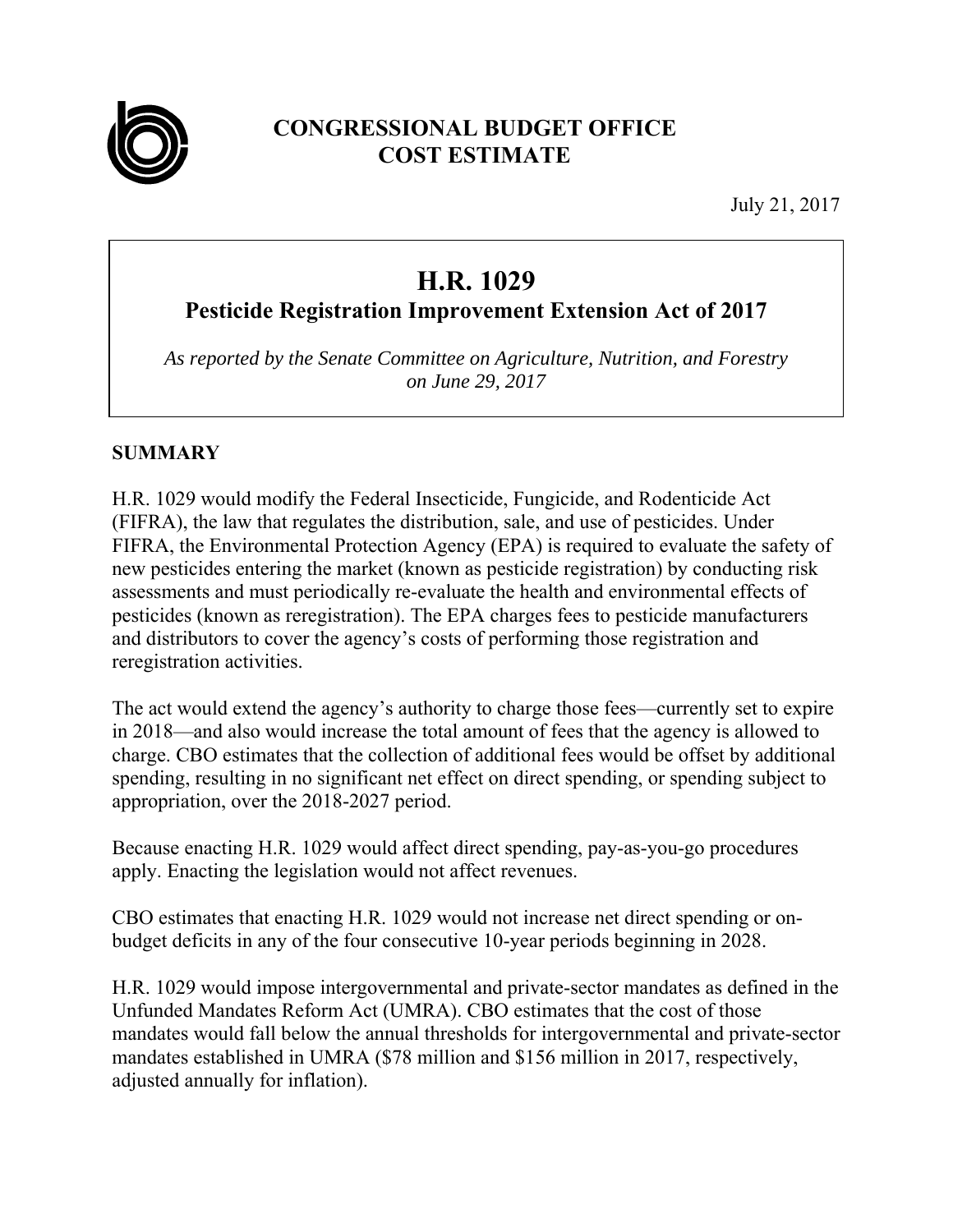# CONGRESSIONAL BUDGET OFFICE
# COST ESTIMATE

July 21, 2017

## H.R. 1029
### Pesticide Registration Improvement Extension Act of 2017

*As reported by the Senate Committee on Agriculture, Nutrition, and Forestry on June 29, 2017*

## SUMMARY

H.R. 1029 would modify the Federal Insecticide, Fungicide, and Rodenticide Act (FIFRA), the law that regulates the distribution, sale, and use of pesticides. Under FIFRA, the Environmental Protection Agency (EPA) is required to evaluate the safety of new pesticides entering the market (known as pesticide registration) by conducting risk assessments and must periodically re-evaluate the health and environmental effects of pesticides (known as reregistration). The EPA charges fees to pesticide manufacturers and distributors to cover the agency's costs of performing those registration and reregistration activities.

The act would extend the agency's authority to charge those fees—currently set to expire in 2018—and also would increase the total amount of fees that the agency is allowed to charge. CBO estimates that the collection of additional fees would be offset by additional spending, resulting in no significant net effect on direct spending, or spending subject to appropriation, over the 2018-2027 period.

Because enacting H.R. 1029 would affect direct spending, pay-as-you-go procedures apply. Enacting the legislation would not affect revenues.

CBO estimates that enacting H.R. 1029 would not increase net direct spending or on-budget deficits in any of the four consecutive 10-year periods beginning in 2028.

H.R. 1029 would impose intergovernmental and private-sector mandates as defined in the Unfunded Mandates Reform Act (UMRA). CBO estimates that the cost of those mandates would fall below the annual thresholds for intergovernmental and private-sector mandates established in UMRA ($78 million and $156 million in 2017, respectively, adjusted annually for inflation).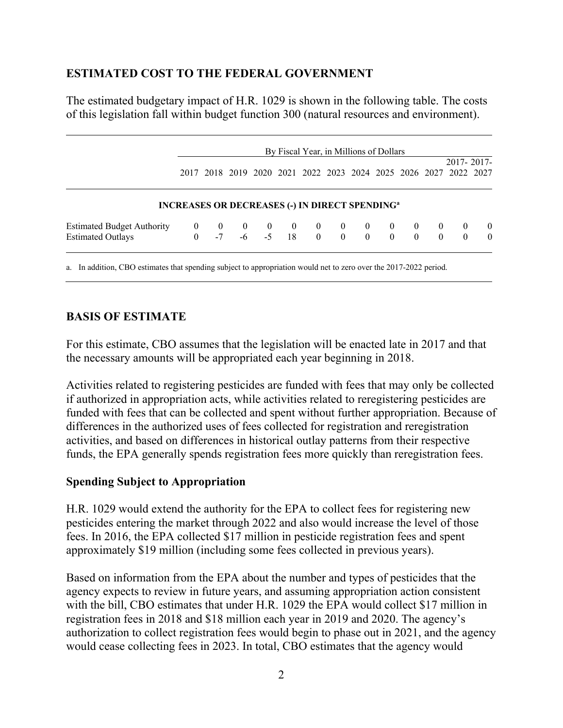## ESTIMATED COST TO THE FEDERAL GOVERNMENT

The estimated budgetary impact of H.R. 1029 is shown in the following table. The costs of this legislation fall within budget function 300 (natural resources and environment).

| | By Fiscal Year, in Millions of Dollars | | | | | | | | | | | | |
|---|---|---|---|---|---|---|---|---|---|---|---|---|---|
| | 2017 | 2018 | 2019 | 2020 | 2021 | 2022 | 2023 | 2024 | 2025 | 2026 | 2027 | 2017-2022 | 2017-2027 |
| **INCREASES OR DECREASES (-) IN DIRECT SPENDING[a]** | | | | | | | | | | | | | |
| Estimated Budget Authority | 0 | 0 | 0 | 0 | 0 | 0 | 0 | 0 | 0 | 0 | 0 | 0 | 0 |
| Estimated Outlays | 0 | -7 | -6 | -5 | 18 | 0 | 0 | 0 | 0 | 0 | 0 | 0 | 0 |

a. In addition, CBO estimates that spending subject to appropriation would net to zero over the 2017-2022 period.

## BASIS OF ESTIMATE

For this estimate, CBO assumes that the legislation will be enacted late in 2017 and that the necessary amounts will be appropriated each year beginning in 2018.

Activities related to registering pesticides are funded with fees that may only be collected if authorized in appropriation acts, while activities related to reregistering pesticides are funded with fees that can be collected and spent without further appropriation. Because of differences in the authorized uses of fees collected for registration and reregistration activities, and based on differences in historical outlay patterns from their respective funds, the EPA generally spends registration fees more quickly than reregistration fees.

### Spending Subject to Appropriation

H.R. 1029 would extend the authority for the EPA to collect fees for registering new pesticides entering the market through 2022 and also would increase the level of those fees. In 2016, the EPA collected $17 million in pesticide registration fees and spent approximately $19 million (including some fees collected in previous years).

Based on information from the EPA about the number and types of pesticides that the agency expects to review in future years, and assuming appropriation action consistent with the bill, CBO estimates that under H.R. 1029 the EPA would collect $17 million in registration fees in 2018 and $18 million each year in 2019 and 2020. The agency's authorization to collect registration fees would begin to phase out in 2021, and the agency would cease collecting fees in 2023. In total, CBO estimates that the agency would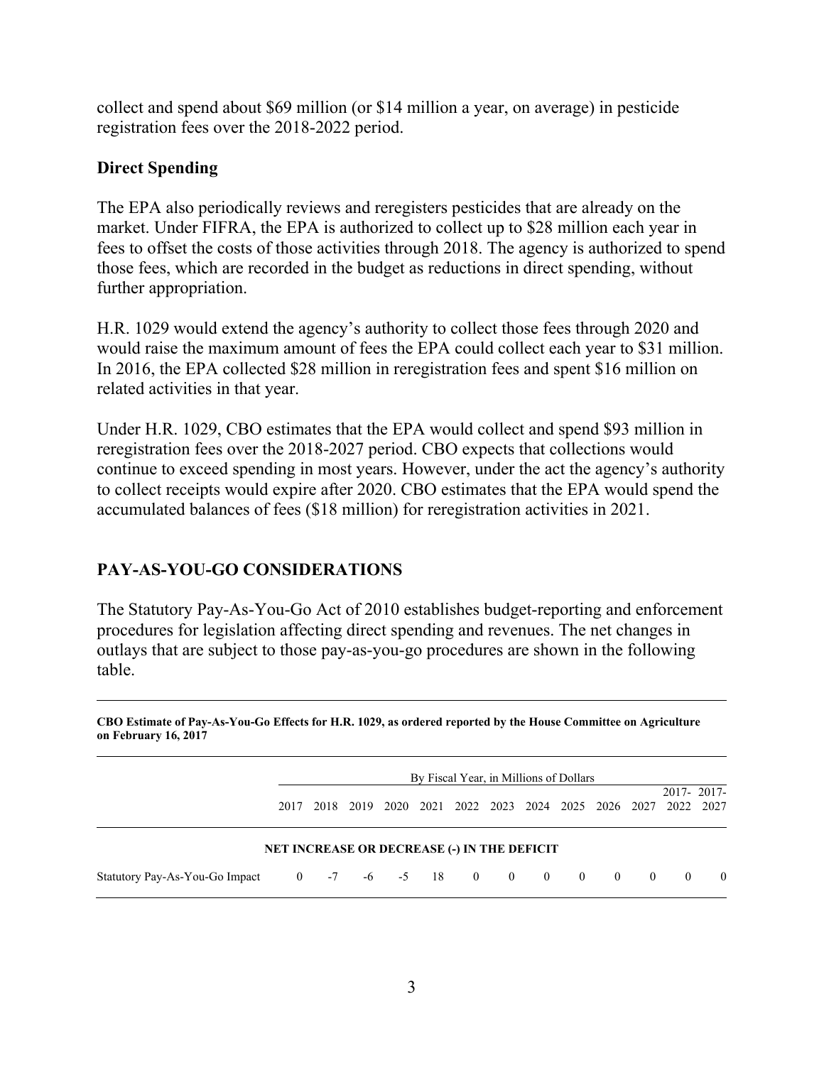collect and spend about $69 million (or $14 million a year, on average) in pesticide registration fees over the 2018-2022 period.

**Direct Spending**

The EPA also periodically reviews and reregisters pesticides that are already on the market. Under FIFRA, the EPA is authorized to collect up to $28 million each year in fees to offset the costs of those activities through 2018. The agency is authorized to spend those fees, which are recorded in the budget as reductions in direct spending, without further appropriation.

H.R. 1029 would extend the agency's authority to collect those fees through 2020 and would raise the maximum amount of fees the EPA could collect each year to $31 million. In 2016, the EPA collected $28 million in reregistration fees and spent $16 million on related activities in that year.

Under H.R. 1029, CBO estimates that the EPA would collect and spend $93 million in reregistration fees over the 2018-2027 period. CBO expects that collections would continue to exceed spending in most years. However, under the act the agency's authority to collect receipts would expire after 2020. CBO estimates that the EPA would spend the accumulated balances of fees ($18 million) for reregistration activities in 2021.

## PAY-AS-YOU-GO CONSIDERATIONS

The Statutory Pay-As-You-Go Act of 2010 establishes budget-reporting and enforcement procedures for legislation affecting direct spending and revenues. The net changes in outlays that are subject to those pay-as-you-go procedures are shown in the following table.

**CBO Estimate of Pay-As-You-Go Effects for H.R. 1029, as ordered reported by the House Committee on Agriculture on February 16, 2017**

| | By Fiscal Year, in Millions of Dollars | | | | | | | | | | | | |
|---|---|---|---|---|---|---|---|---|---|---|---|---|---|
| | 2017 | 2018 | 2019 | 2020 | 2021 | 2022 | 2023 | 2024 | 2025 | 2026 | 2027 | 2017-2022 | 2017-2027 |
| **NET INCREASE OR DECREASE (-) IN THE DEFICIT** | | | | | | | | | | | | | |
| Statutory Pay-As-You-Go Impact | 0 | -7 | -6 | -5 | 18 | 0 | 0 | 0 | 0 | 0 | 0 | 0 | 0 |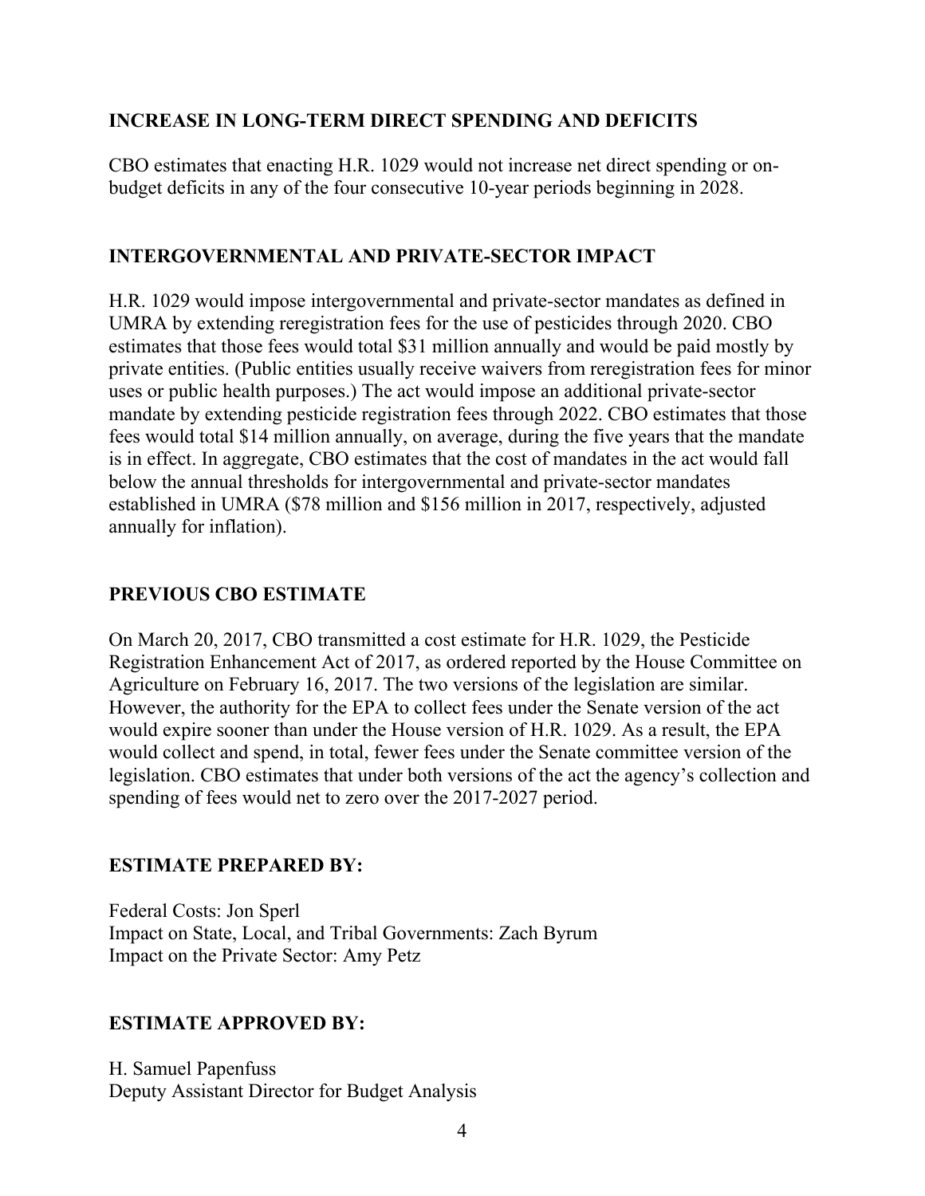## INCREASE IN LONG-TERM DIRECT SPENDING AND DEFICITS

CBO estimates that enacting H.R. 1029 would not increase net direct spending or on-budget deficits in any of the four consecutive 10-year periods beginning in 2028.

## INTERGOVERNMENTAL AND PRIVATE-SECTOR IMPACT

H.R. 1029 would impose intergovernmental and private-sector mandates as defined in UMRA by extending reregistration fees for the use of pesticides through 2020. CBO estimates that those fees would total $31 million annually and would be paid mostly by private entities. (Public entities usually receive waivers from reregistration fees for minor uses or public health purposes.) The act would impose an additional private-sector mandate by extending pesticide registration fees through 2022. CBO estimates that those fees would total $14 million annually, on average, during the five years that the mandate is in effect. In aggregate, CBO estimates that the cost of mandates in the act would fall below the annual thresholds for intergovernmental and private-sector mandates established in UMRA ($78 million and $156 million in 2017, respectively, adjusted annually for inflation).

## PREVIOUS CBO ESTIMATE

On March 20, 2017, CBO transmitted a cost estimate for H.R. 1029, the Pesticide Registration Enhancement Act of 2017, as ordered reported by the House Committee on Agriculture on February 16, 2017. The two versions of the legislation are similar. However, the authority for the EPA to collect fees under the Senate version of the act would expire sooner than under the House version of H.R. 1029. As a result, the EPA would collect and spend, in total, fewer fees under the Senate committee version of the legislation. CBO estimates that under both versions of the act the agency's collection and spending of fees would net to zero over the 2017-2027 period.

## ESTIMATE PREPARED BY:

Federal Costs: Jon Sperl
Impact on State, Local, and Tribal Governments: Zach Byrum
Impact on the Private Sector: Amy Petz

## ESTIMATE APPROVED BY:

H. Samuel Papenfuss
Deputy Assistant Director for Budget Analysis